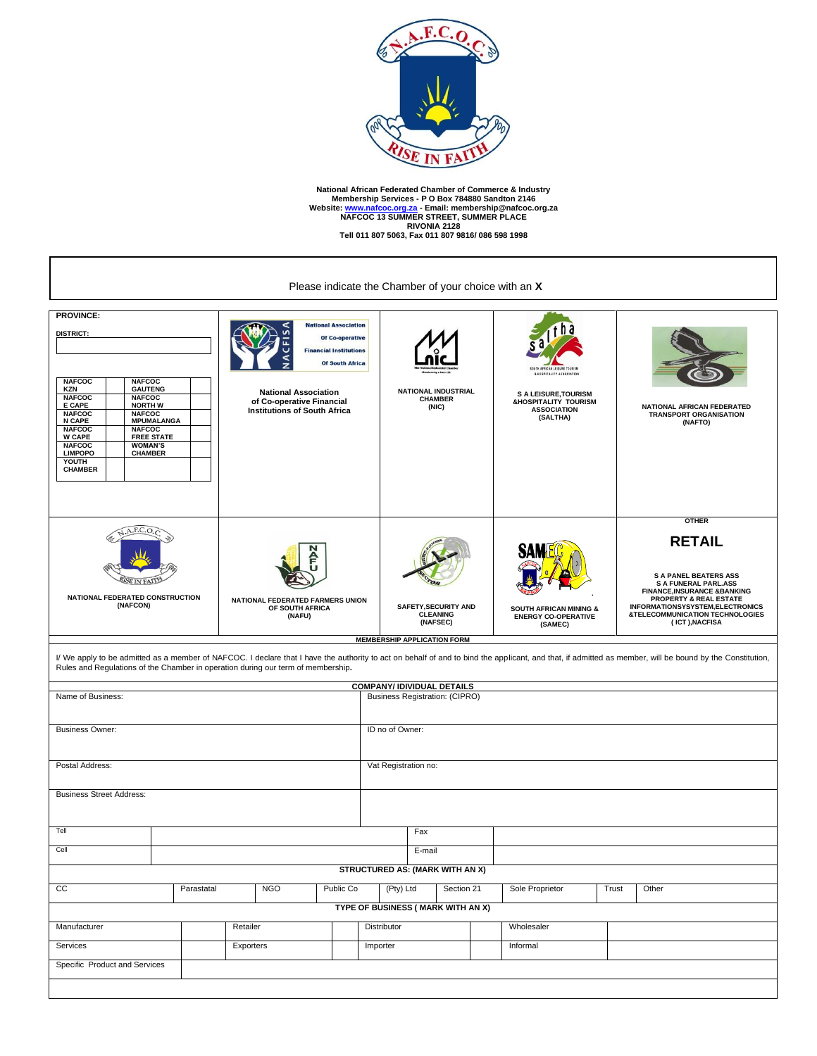**National African Federated Chamber of Commerce & Industry**
**Membership Services - P O Box 784880 Sandton 2146**
**Website: www.nafcoc.org.za - Email: membership@nafcoc.org.za**
**NAFCOC 13 SUMMER STREET, SUMMER PLACE**
**RIVONIA 2128**
**Tell 011 807 5063, Fax 011 807 9816/ 086 598 1998**

Please indicate the Chamber of your choice with an **X**

**PROVINCE:**

**DISTRICT:**

| | | | |
|---|---|---|---|
| NAFCOC KZN | | NAFCOC GAUTENG | |
| NAFCOC E CAPE | | NAFCOC NORTH W | |
| NAFCOC N CAPE | | NAFCOC MPUMALANGA | |
| NAFCOC W CAPE | | NAFCOC FREE STATE | |
| NAFCOC LIMPOPO | | WOMAN'S CHAMBER | |
| YOUTH CHAMBER | | | |

| | | | |
|---|---|---|---|
| National Association of Co-operative Financial Institutions of South Africa | NATIONAL INDUSTRIAL CHAMBER (NIC) | S A LEISURE,TOURISM &HOSPITALITY TOURISM ASSOCIATION (SALTHA) | NATIONAL AFRICAN FEDERATED TRANSPORT ORGANISATION (NAFTO) |

| | | | | |
|---|---|---|---|---|
| NATIONAL FEDERATED CONSTRUCTION (NAFCON) | NATIONAL FEDERATED FARMERS UNION OF SOUTH AFRICA (NAFU) | SAFETY,SECURITY AND CLEANING (NAFSEC) | SOUTH AFRICAN MINING & ENERGY CO-OPERATIVE (SAMEC) | **OTHER** **RETAIL** S A PANEL BEATERS ASS S A FUNERAL PARL.ASS FINANCE,INSURANCE &BANKING PROPERTY & REAL ESTATE INFORMATIONSYSSTEM,ELECTRONICS &TELECOMMUNICATION TECHNOLOGIES ( ICT ),NACFISA |

**MEMBERSHIP APPLICATION FORM**

I/ We apply to be admitted as a member of NAFCOC. I declare that I have the authority to act on behalf of and to bind the applicant, and that, if admitted as member, will be bound by the Constitution, Rules and Regulations of the Chamber in operation during our term of membership**.**

**COMPANY/ IDIVIDUAL DETAILS**

| | |
|---|---|
| Name of Business: | Business Registration: (CIPRO) |
| Business Owner: | ID no of Owner: |
| Postal Address: | Vat Registration no: |
| Business Street Address: | |

| | | | |
|---|---|---|---|
| Tell | | Fax | |
| Cell | | E-mail | |

**STRUCTURED AS: (MARK WITH AN X)**

| CC | Parastatal | NGO | Public Co | (Pty) Ltd | Section 21 | Sole Proprietor | Trust | Other |
|---|---|---|---|---|---|---|---|---|

**TYPE OF BUSINESS ( MARK WITH AN X)**

| | | | | | | | |
|---|---|---|---|---|---|---|---|
| Manufacturer | | Retailer | | Distributor | | Wholesaler | |
| Services | | Exporters | | Importer | | Informal | |
| Specific Product and Services | | | | | | | |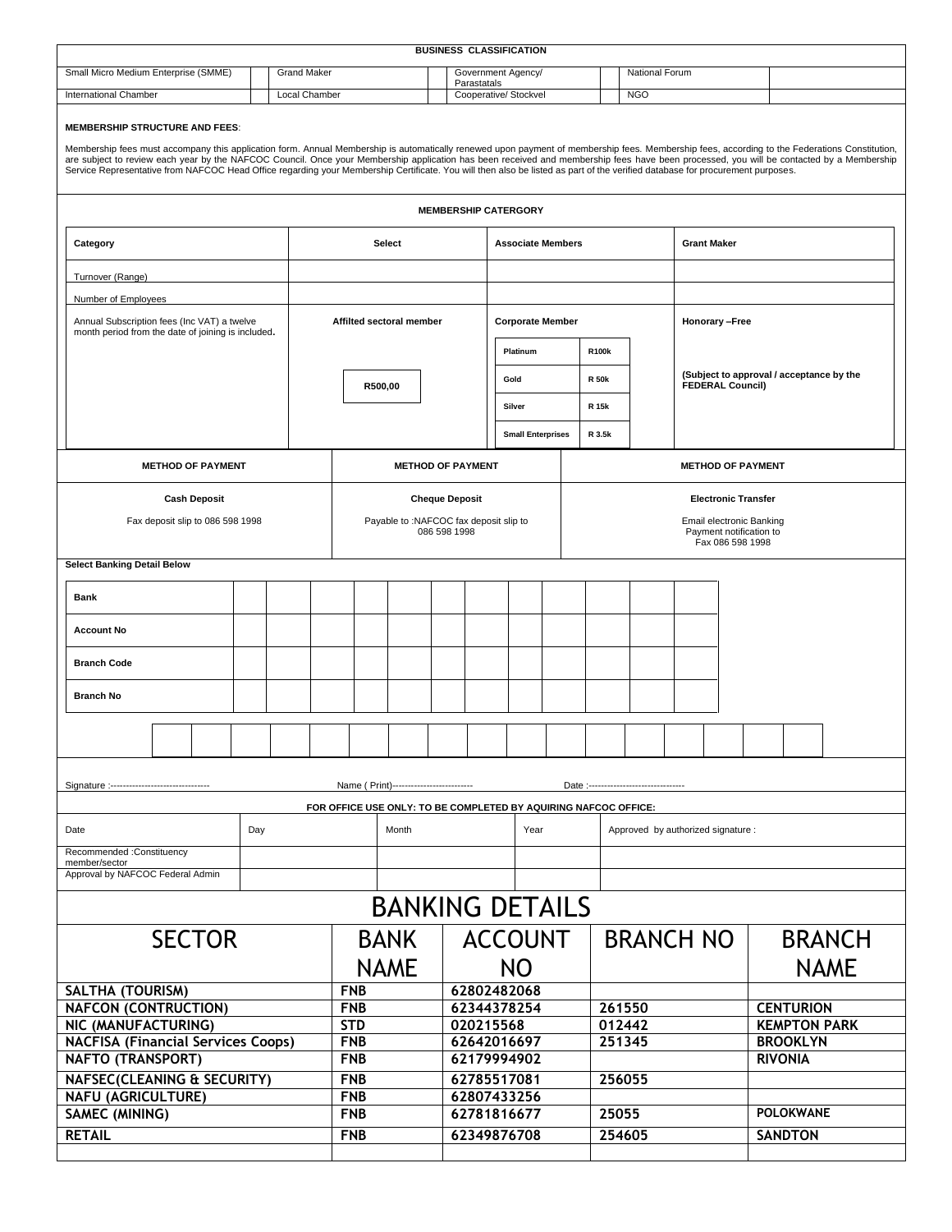**BUSINESS CLASSIFICATION**

| Small Micro Medium Enterprise (SMME) | | Grand Maker | | Government Agency/ Parastatals | | National Forum | |
|---|---|---|---|---|---|---|---|
| International Chamber | | Local Chamber | | Cooperative/ Stockvel | | NGO | |

**MEMBERSHIP STRUCTURE AND FEES**:

Membership fees must accompany this application form. Annual Membership is automatically renewed upon payment of membership fees. Membership fees, according to the Federations Constitution, are subject to review each year by the NAFCOC Council. Once your Membership application has been received and membership fees have been processed, you will be contacted by a Membership Service Representative from NAFCOC Head Office regarding your Membership Certificate. You will then also be listed as part of the verified database for procurement purposes.

**MEMBERSHIP CATERGORY**

| **Category** | **Select** | **Associate Members** | | **Grant Maker** |
|---|---|---|---|---|
| Turnover (Range) | | | | |
| Number of Employees | | | | |
| Annual Subscription fees (Inc VAT) a twelve month period from the date of joining is included. | **Affilted sectoral member** | **Corporate Member** | | **Honorary –Free** |
| | | **Platinum** | **R100k** | |
| | **R500,00** | **Gold** | **R 50k** | **(Subject to approval / acceptance by the FEDERAL Council)** |
| | | **Silver** | **R 15k** | |
| | | **Small Enterprises** | **R 3.5k** | |

| **METHOD OF PAYMENT** | **METHOD OF PAYMENT** | **METHOD OF PAYMENT** |
|---|---|---|
| **Cash Deposit** | **Cheque Deposit** | **Electronic Transfer** |
| Fax deposit slip to 086 598 1998 | Payable to :NAFCOC fax deposit slip to 086 598 1998 | Email electronic Banking Payment notification to Fax 086 598 1998 |

**Select Banking Detail Below**

| **Bank** | | | | | | | | | | | | | |
|---|---|---|---|---|---|---|---|---|---|---|---|---|---|
| **Account No** | | | | | | | | | | | | | |
| **Branch Code** | | | | | | | | | | | | | |
| **Branch No** | | | | | | | | | | | | | |

Signature :------------------------------- Name ( Print)------------------------- Date :-------------------------------

**FOR OFFICE USE ONLY: TO BE COMPLETED BY AQUIRING NAFCOC OFFICE:**

| Date | Day | Month | Year | Approved by authorized signature : |
|---|---|---|---|---|
| Recommended :Constituency member/sector | | | | |
| Approval by NAFCOC Federal Admin | | | | |

# BANKING DETAILS

| SECTOR | BANK NAME | ACCOUNT NO | BRANCH NO | BRANCH NAME |
|---|---|---|---|---|
| **SALTHA (TOURISM)** | **FNB** | **62802482068** | | |
| **NAFCON (CONTRUCTION)** | **FNB** | **62344378254** | **261550** | **CENTURION** |
| **NIC (MANUFACTURING)** | **STD** | **020215568** | **012442** | **KEMPTON PARK** |
| **NACFISA (Financial Services Coops)** | **FNB** | **62642016697** | **251345** | **BROOKLYN** |
| **NAFTO (TRANSPORT)** | **FNB** | **62179994902** | | **RIVONIA** |
| **NAFSEC(CLEANING & SECURITY)** | **FNB** | **62785517081** | **256055** | |
| **NAFU (AGRICULTURE)** | **FNB** | **62807433256** | | |
| **SAMEC (MINING)** | **FNB** | **62781816677** | **25055** | **POLOKWANE** |
| **RETAIL** | **FNB** | **62349876708** | **254605** | **SANDTON** |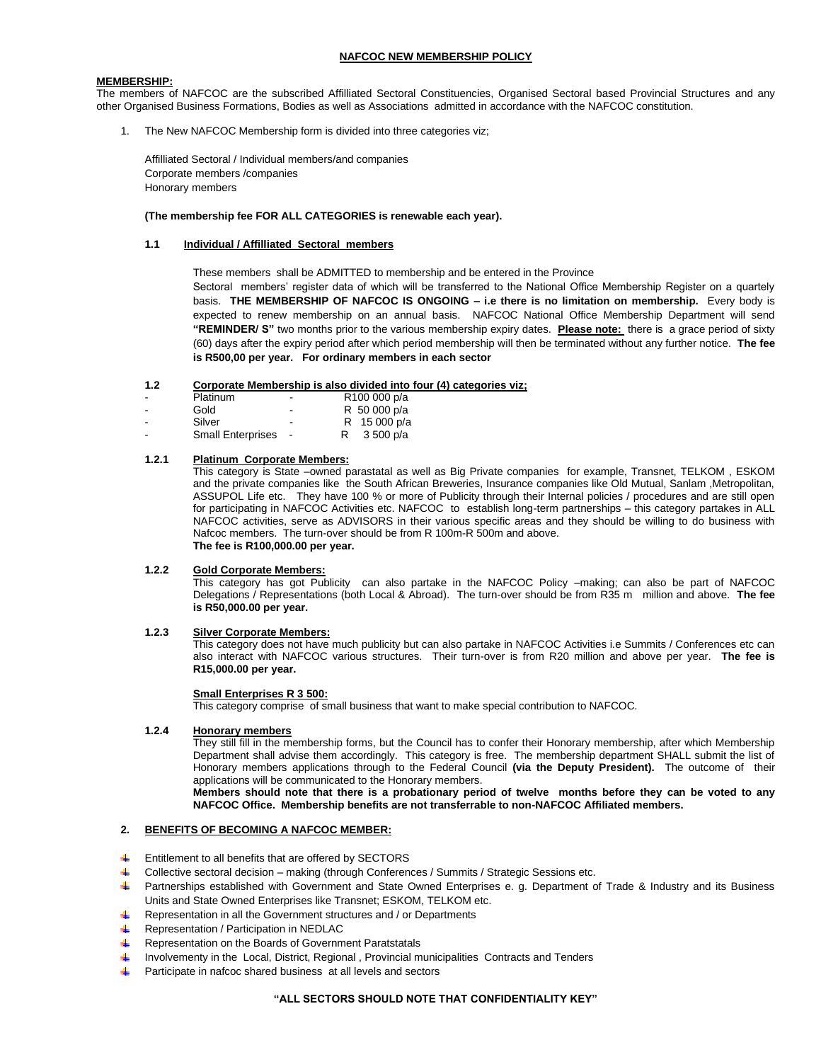## NAFCOC NEW MEMBERSHIP POLICY

**MEMBERSHIP:**

The members of NAFCOC are the subscribed Affilliated Sectoral Constituencies, Organised Sectoral based Provincial Structures and any other Organised Business Formations, Bodies as well as Associations admitted in accordance with the NAFCOC constitution.

1. The New NAFCOC Membership form is divided into three categories viz;

   Affilliated Sectoral / Individual members/and companies
   Corporate members /companies
   Honorary members

   **(The membership fee FOR ALL CATEGORIES is renewable each year).**

### 1.1 Individual / Affilliated Sectoral members

These members shall be ADMITTED to membership and be entered in the Province Sectoral members' register data of which will be transferred to the National Office Membership Register on a quartely basis. **THE MEMBERSHIP OF NAFCOC IS ONGOING – i.e there is no limitation on membership.** Every body is expected to renew membership on an annual basis. NAFCOC National Office Membership Department will send **"REMINDER/ S"** two months prior to the various membership expiry dates. **Please note:** there is a grace period of sixty (60) days after the expiry period after which period membership will then be terminated without any further notice. **The fee is R500,00 per year. For ordinary members in each sector**

### 1.2 Corporate Membership is also divided into four (4) categories viz;

| | | |
|---|---|---|
| - Platinum | - | R100 000 p/a |
| - Gold | - | R 50 000 p/a |
| - Silver | - | R 15 000 p/a |
| - Small Enterprises | - | R 3 500 p/a |

#### 1.2.1 Platinum Corporate Members:

This category is State –owned parastatal as well as Big Private companies for example, Transnet, TELKOM , ESKOM and the private companies like the South African Breweries, Insurance companies like Old Mutual, Sanlam ,Metropolitan, ASSUPOL Life etc. They have 100 % or more of Publicity through their Internal policies / procedures and are still open for participating in NAFCOC Activities etc. NAFCOC to establish long-term partnerships – this category partakes in ALL NAFCOC activities, serve as ADVISORS in their various specific areas and they should be willing to do business with Nafcoc members. The turn-over should be from R 100m-R 500m and above.
**The fee is R100,000.00 per year.**

#### 1.2.2 Gold Corporate Members:

This category has got Publicity can also partake in the NAFCOC Policy –making; can also be part of NAFCOC Delegations / Representations (both Local & Abroad). The turn-over should be from R35 m million and above. **The fee is R50,000.00 per year.**

#### 1.2.3 Silver Corporate Members:

This category does not have much publicity but can also partake in NAFCOC Activities i.e Summits / Conferences etc can also interact with NAFCOC various structures. Their turn-over is from R20 million and above per year. **The fee is R15,000.00 per year.**

**Small Enterprises R 3 500:**

This category comprise of small business that want to make special contribution to NAFCOC.

#### 1.2.4 Honorary members

They still fill in the membership forms, but the Council has to confer their Honorary membership, after which Membership Department shall advise them accordingly. This category is free. The membership department SHALL submit the list of Honorary members applications through to the Federal Council **(via the Deputy President).** The outcome of their applications will be communicated to the Honorary members.
**Members should note that there is a probationary period of twelve months before they can be voted to any NAFCOC Office. Membership benefits are not transferrable to non-NAFCOC Affiliated members.**

## 2. BENEFITS OF BECOMING A NAFCOC MEMBER:

- Entitlement to all benefits that are offered by SECTORS
- Collective sectoral decision – making (through Conferences / Summits / Strategic Sessions etc.
- Partnerships established with Government and State Owned Enterprises e. g. Department of Trade & Industry and its Business Units and State Owned Enterprises like Transnet; ESKOM, TELKOM etc.
- Representation in all the Government structures and / or Departments
- Representation / Participation in NEDLAC
- Representation on the Boards of Government Paratstatals
- Involvementy in the Local, District, Regional , Provincial municipalities Contracts and Tenders
- Participate in nafcoc shared business at all levels and sectors

**"ALL SECTORS SHOULD NOTE THAT CONFIDENTIALITY KEY"**